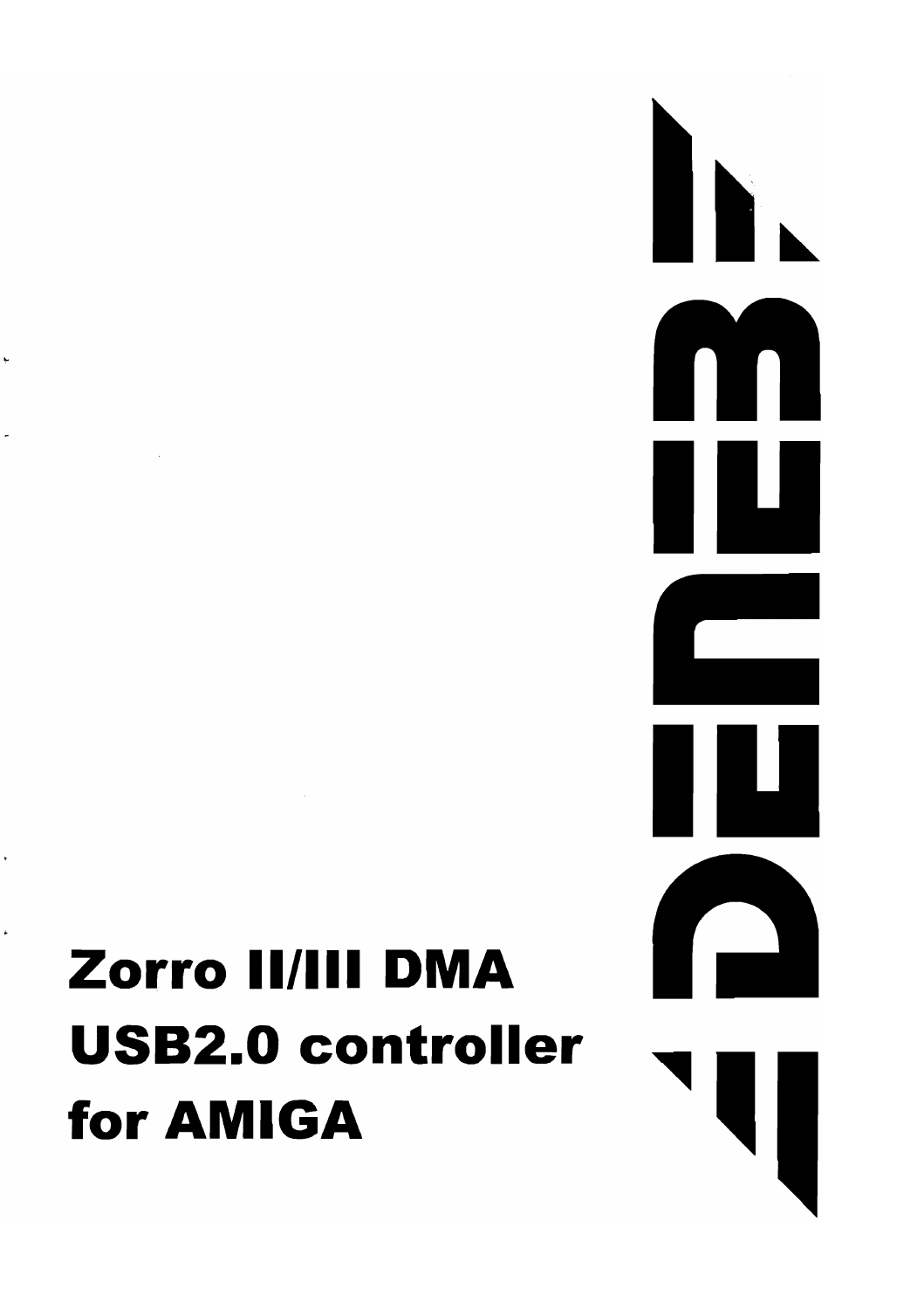# DENEB

## Zorro II/III DMA USB2.0 controller for AMIGA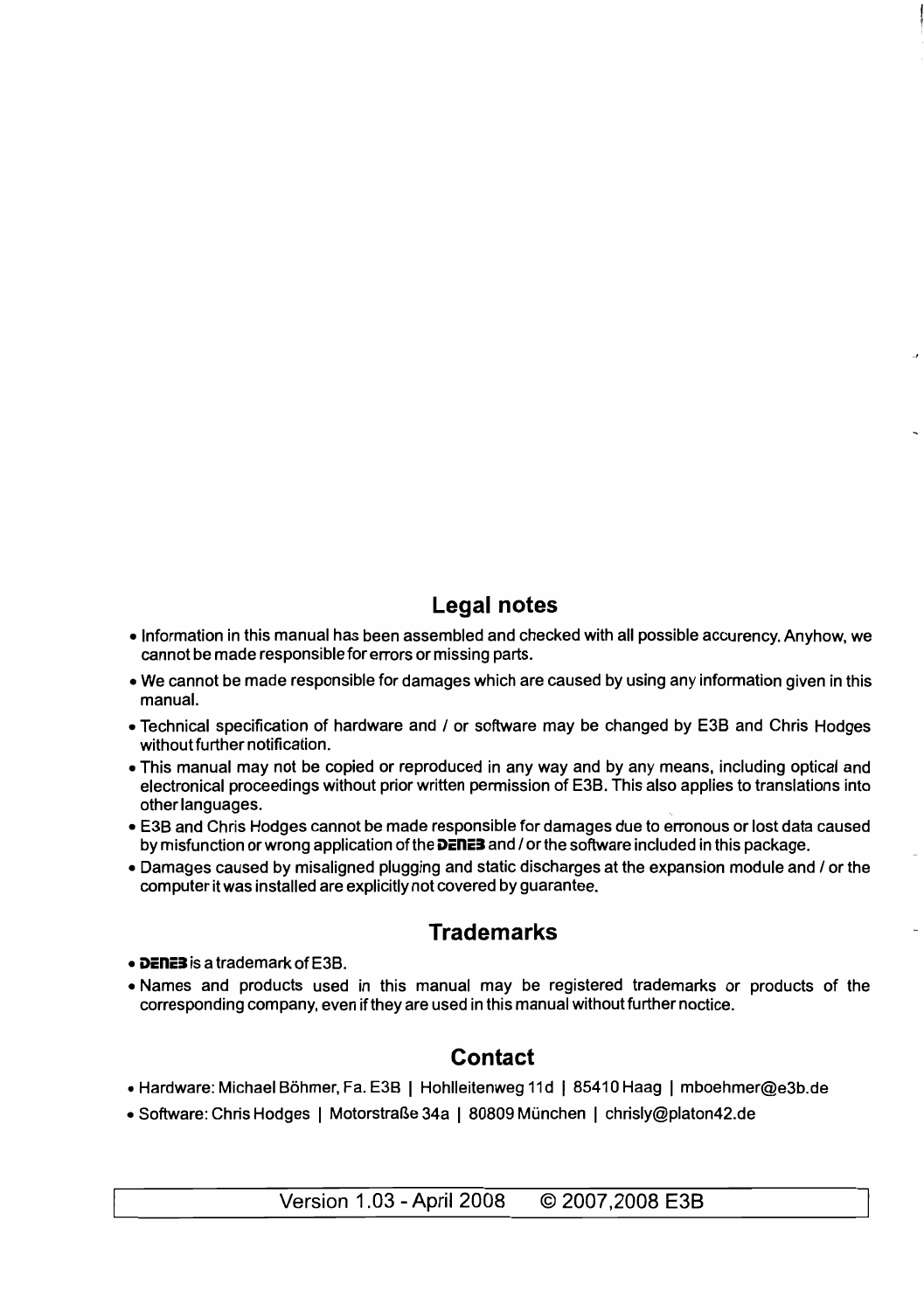## Legal notes

- Information in this manual has been assembled and checked with all possible accurency. Anyhow, we cannot be made responsible for errors or missing parts.
- We cannot be made responsible for damages which are caused by using any information given in this manual.
- Technical specification of hardware and / or software may be changed by E3B and Chris Hodges without further notification.
- This manual may not be copied or reproduced in any way and by any means, including optical and electronical proceedings without prior written permission of E3B. This also applies to translations into other languages.
- E3B and Chris Hodges cannot be made responsible for damages due to erronous or lost data caused by misfunction or wrong application of the **DENE3** and / or the software included in this package.
- Damages caused by misaligned plugging and static discharges at the expansion module and / or the computer it was installed are explicitly not covered by guarantee.

## Trademarks

- **DENE3** is a trademark of E3B.
- Names and products used in this manual may be registered trademarks or products of the corresponding company, even if they are used in this manual without further noctice.

## Contact

- Hardware: Michael Böhmer, Fa. E3B | Hohlleitenweg 11d | 85410 Haag | mboehmer@e3b.de
- Software: Chris Hodges | Motorstraße 34a | 80809 München | chrisly@platon42.de

Version 1.03 - April 2008 © 2007,2008 E3B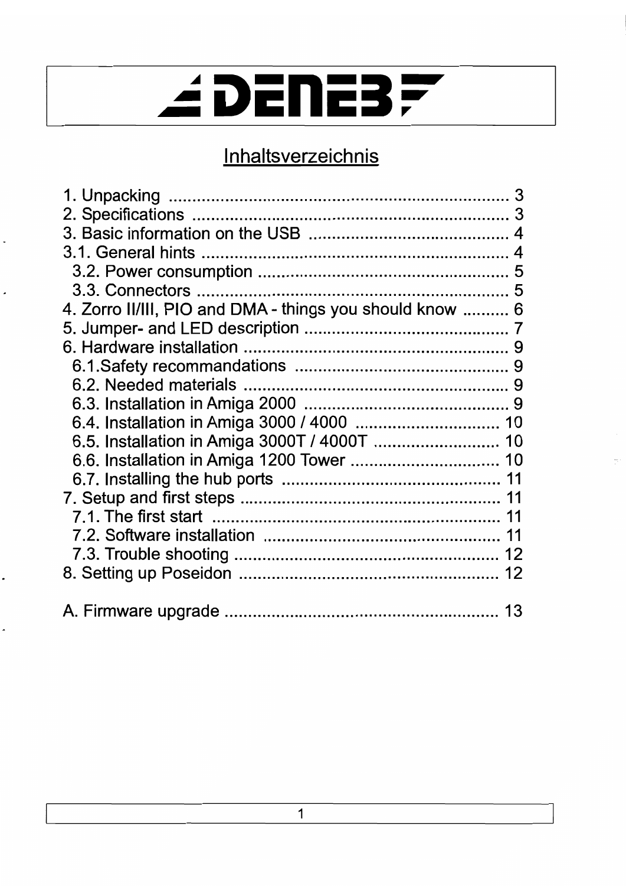# DENEB

## Inhaltsverzeichnis

1. Unpacking ........................................................................ 3
2. Specifications ................................................................... 3
3. Basic information on the USB ........................................... 4
3.1. General hints ................................................................. 4
 3.2. Power consumption ...................................................... 5
 3.3. Connectors .................................................................. 5
4. Zorro II/III, PIO and DMA - things you should know .......... 6
5. Jumper- and LED description ............................................ 7
6. Hardware installation ......................................................... 9
 6.1.Safety recommandations .............................................. 9
 6.2. Needed materials ......................................................... 9
 6.3. Installation in Amiga 2000 ............................................ 9
 6.4. Installation in Amiga 3000 / 4000 ............................... 10
 6.5. Installation in Amiga 3000T / 4000T ........................... 10
 6.6. Installation in Amiga 1200 Tower ................................ 10
 6.7. Installing the hub ports ............................................... 11
7. Setup and first steps ........................................................ 11
 7.1. The first start .............................................................. 11
 7.2. Software installation ................................................... 11
 7.3. Trouble shooting ......................................................... 12
8. Setting up Poseidon ........................................................ 12

A. Firmware upgrade ........................................................... 13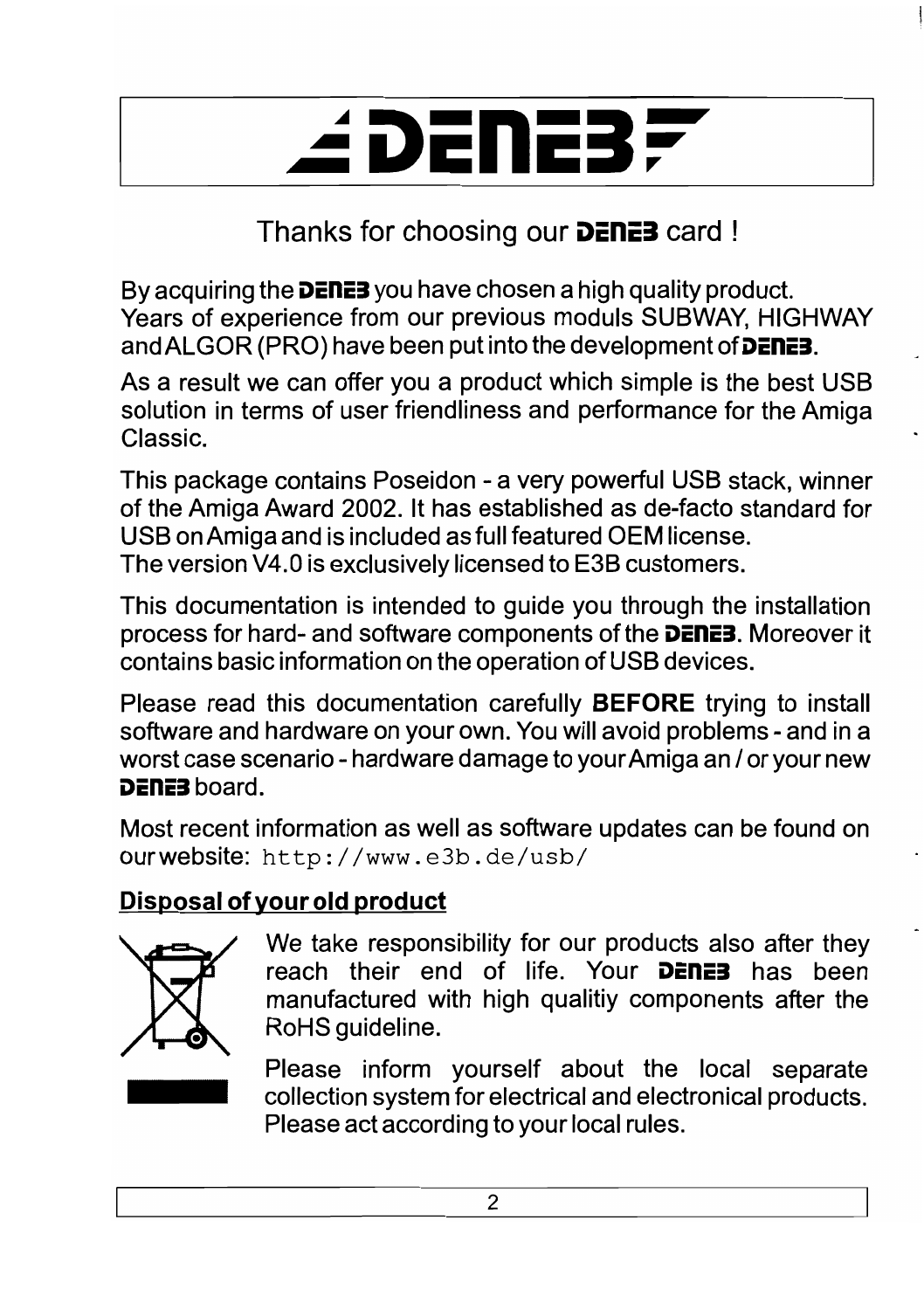# DENEB

## Thanks for choosing our **DENEB** card !

By acquiring the **DENEB** you have chosen a high quality product. Years of experience from our previous moduls SUBWAY, HIGHWAY and ALGOR (PRO) have been put into the development of **DENEB**.

As a result we can offer you a product which simple is the best USB solution in terms of user friendliness and performance for the Amiga Classic.

This package contains Poseidon - a very powerful USB stack, winner of the Amiga Award 2002. It has established as de-facto standard for USB on Amiga and is included as full featured OEM license. The version V4.0 is exclusively licensed to E3B customers.

This documentation is intended to guide you through the installation process for hard- and software components of the **DENEB**. Moreover it contains basic information on the operation of USB devices.

Please read this documentation carefully **BEFORE** trying to install software and hardware on your own. You will avoid problems - and in a worst case scenario - hardware damage to your Amiga an / or your new **DENEB** board.

Most recent information as well as software updates can be found on our website: `http://www.e3b.de/usb/`

### Disposal of your old product

We take responsibility for our products also after they reach their end of life. Your **DENEB** has been manufactured with high qualitiy components after the RoHS guideline.

Please inform yourself about the local separate collection system for electrical and electronical products. Please act according to your local rules.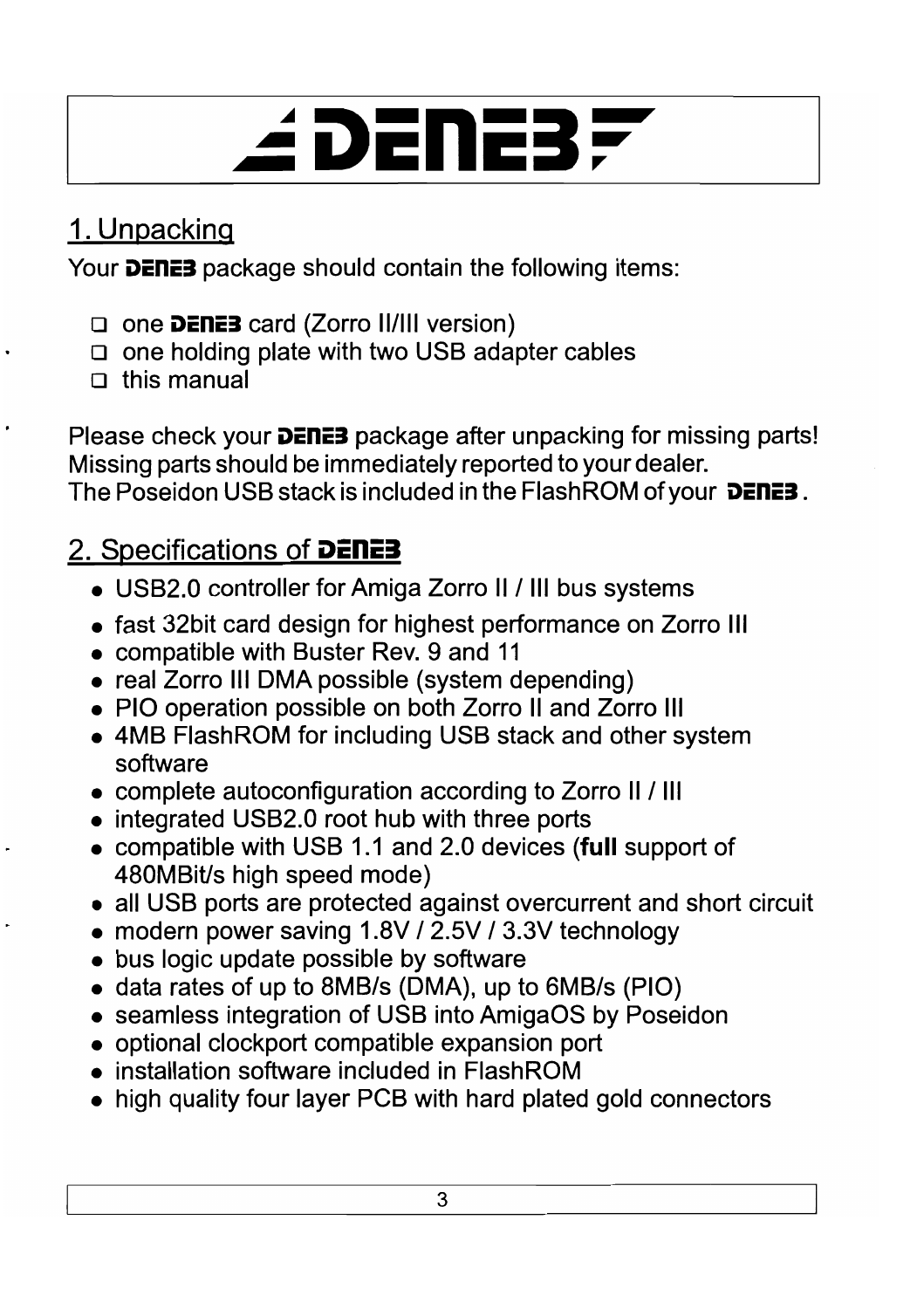# DENEB

## 1. Unpacking

Your **DENEB** package should contain the following items:

- one **DENEB** card (Zorro II/III version)
- one holding plate with two USB adapter cables
- this manual

Please check your **DENEB** package after unpacking for missing parts! Missing parts should be immediately reported to your dealer. The Poseidon USB stack is included in the FlashROM of your **DENEB**.

## 2. Specifications of DENEB

- USB2.0 controller for Amiga Zorro II / III bus systems
- fast 32bit card design for highest performance on Zorro III
- compatible with Buster Rev. 9 and 11
- real Zorro III DMA possible (system depending)
- PIO operation possible on both Zorro II and Zorro III
- 4MB FlashROM for including USB stack and other system software
- complete autoconfiguration according to Zorro II / III
- integrated USB2.0 root hub with three ports
- compatible with USB 1.1 and 2.0 devices (**full** support of 480MBit/s high speed mode)
- all USB ports are protected against overcurrent and short circuit
- modern power saving 1.8V / 2.5V / 3.3V technology
- bus logic update possible by software
- data rates of up to 8MB/s (DMA), up to 6MB/s (PIO)
- seamless integration of USB into AmigaOS by Poseidon
- optional clockport compatible expansion port
- installation software included in FlashROM
- high quality four layer PCB with hard plated gold connectors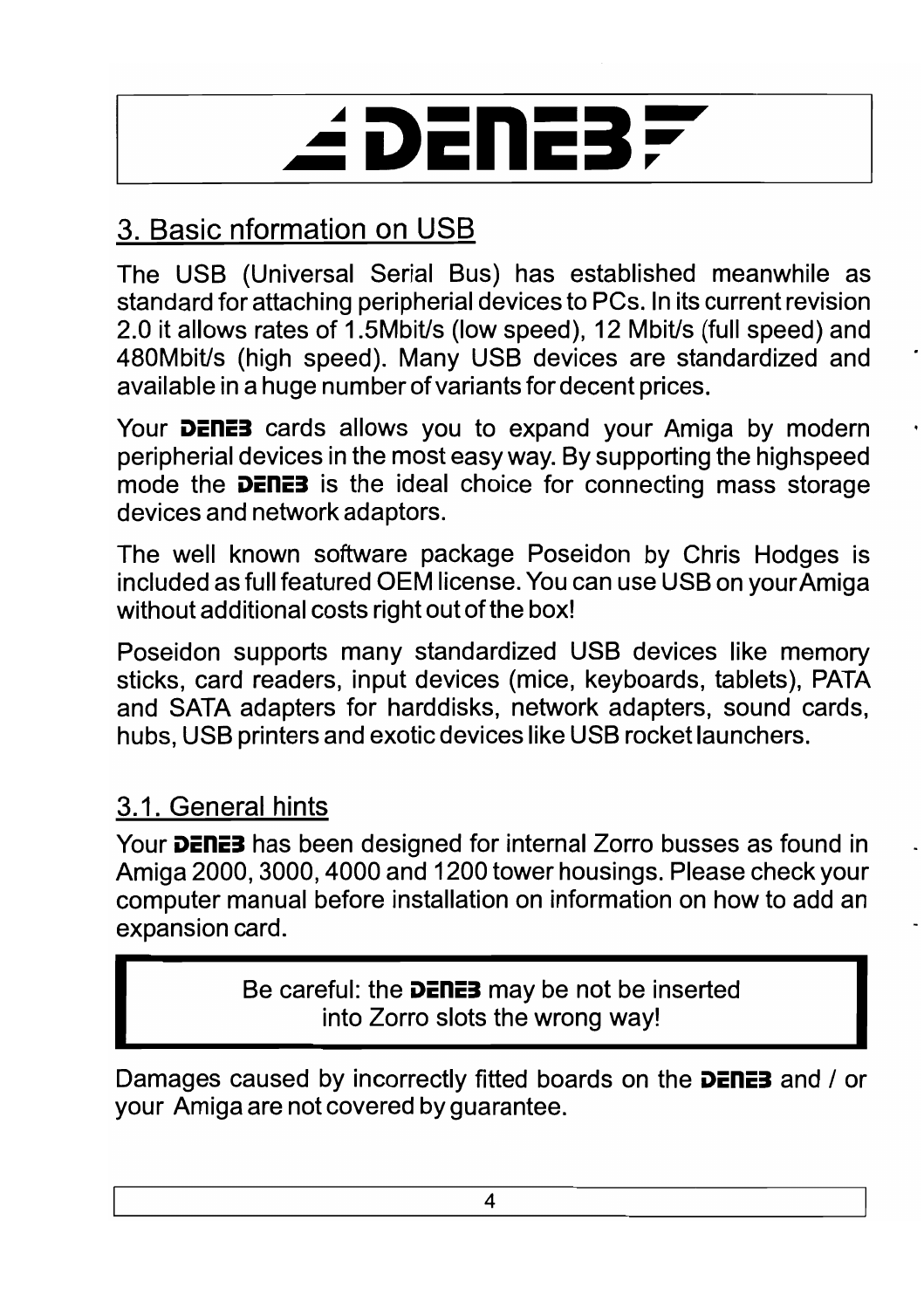## 3. Basic nformation on USB

The USB (Universal Serial Bus) has established meanwhile as standard for attaching peripherial devices to PCs. In its current revision 2.0 it allows rates of 1.5Mbit/s (low speed), 12 Mbit/s (full speed) and 480Mbit/s (high speed). Many USB devices are standardized and available in a huge number of variants for decent prices.

Your **DENEB** cards allows you to expand your Amiga by modern peripherial devices in the most easy way. By supporting the highspeed mode the **DENEB** is the ideal choice for connecting mass storage devices and network adaptors.

The well known software package Poseidon by Chris Hodges is included as full featured OEM license. You can use USB on your Amiga without additional costs right out of the box!

Poseidon supports many standardized USB devices like memory sticks, card readers, input devices (mice, keyboards, tablets), PATA and SATA adapters for harddisks, network adapters, sound cards, hubs, USB printers and exotic devices like USB rocket launchers.

### 3.1. General hints

Your **DENEB** has been designed for internal Zorro busses as found in Amiga 2000, 3000, 4000 and 1200 tower housings. Please check your computer manual before installation on information on how to add an expansion card.

> Be careful: the **DENEB** may be not be inserted into Zorro slots the wrong way!

Damages caused by incorrectly fitted boards on the **DENEB** and / or your Amiga are not covered by guarantee.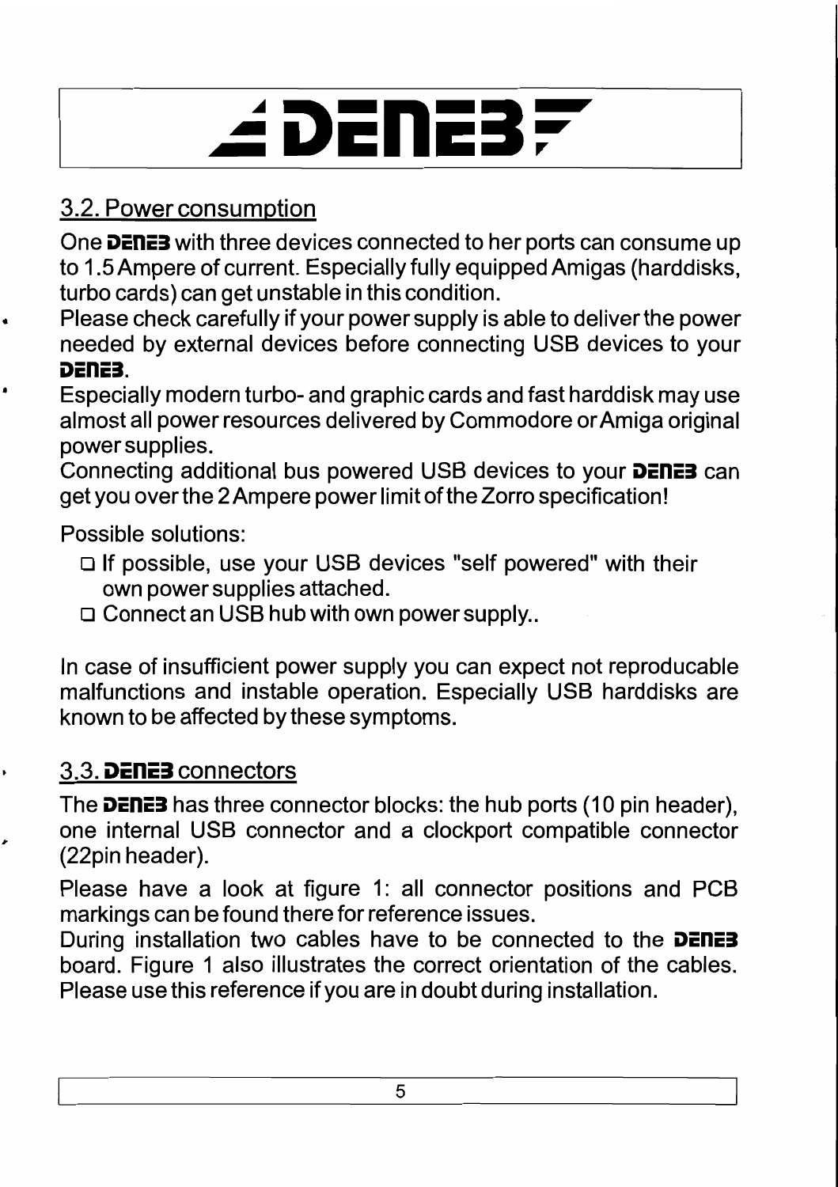## 3.2. Power consumption

One **DENEB** with three devices connected to her ports can consume up to 1.5 Ampere of current. Especially fully equipped Amigas (harddisks, turbo cards) can get unstable in this condition.

Please check carefully if your power supply is able to deliver the power needed by external devices before connecting USB devices to your **DENEB**.

Especially modern turbo- and graphic cards and fast harddisk may use almost all power resources delivered by Commodore or Amiga original power supplies.

Connecting additional bus powered USB devices to your **DENEB** can get you over the 2 Ampere power limit of the Zorro specification!

Possible solutions:

- If possible, use your USB devices "self powered" with their own power supplies attached.
- Connect an USB hub with own power supply..

In case of insufficient power supply you can expect not reproducable malfunctions and instable operation. Especially USB harddisks are known to be affected by these symptoms.

## 3.3. DENEB connectors

The **DENEB** has three connector blocks: the hub ports (10 pin header), one internal USB connector and a clockport compatible connector (22pin header).

Please have a look at figure 1: all connector positions and PCB markings can be found there for reference issues.

During installation two cables have to be connected to the **DENEB** board. Figure 1 also illustrates the correct orientation of the cables. Please use this reference if you are in doubt during installation.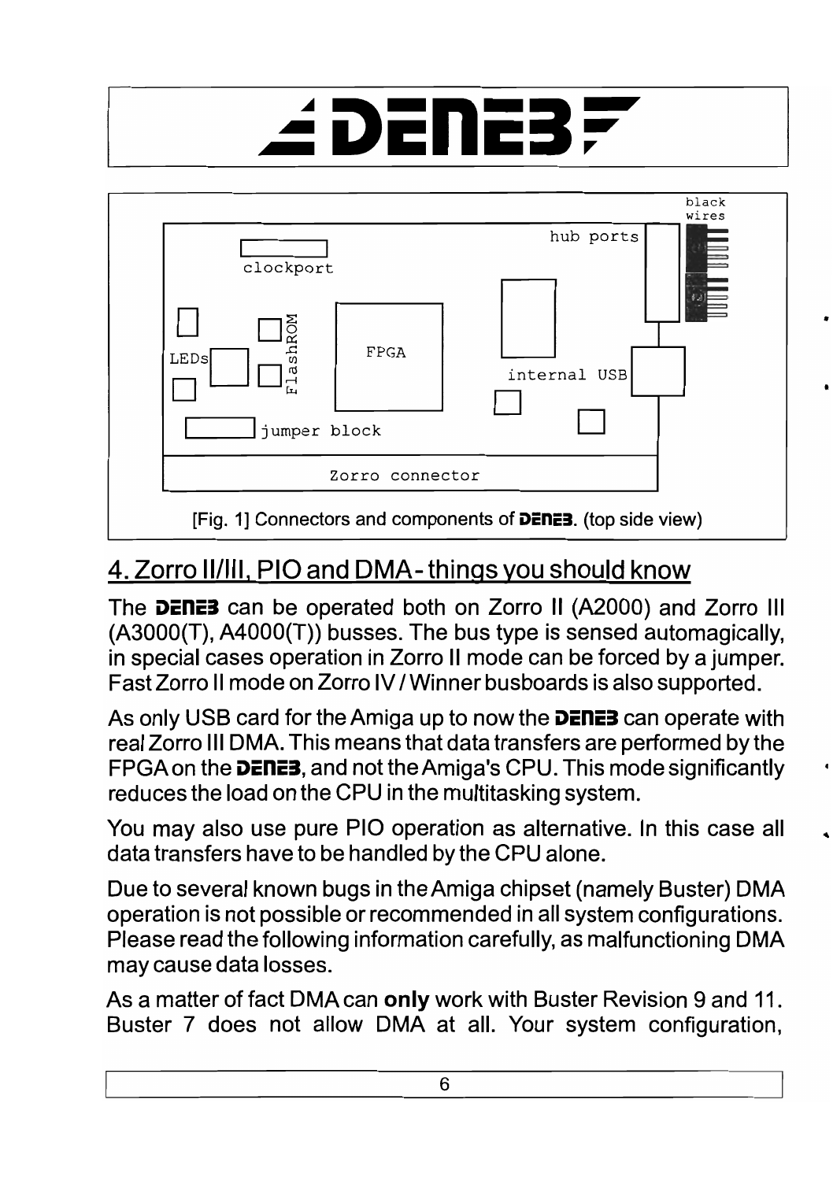# DENEB

[Fig. 1] Connectors and components of **DENEB**. (top side view)

## 4. Zorro II/III, PIO and DMA - things you should know

The **DENEB** can be operated both on Zorro II (A2000) and Zorro III (A3000(T), A4000(T)) busses. The bus type is sensed automagically, in special cases operation in Zorro II mode can be forced by a jumper. Fast Zorro II mode on Zorro IV / Winner busboards is also supported.

As only USB card for the Amiga up to now the **DENEB** can operate with real Zorro III DMA. This means that data transfers are performed by the FPGA on the **DENEB**, and not the Amiga's CPU. This mode significantly reduces the load on the CPU in the multitasking system.

You may also use pure PIO operation as alternative. In this case all data transfers have to be handled by the CPU alone.

Due to several known bugs in the Amiga chipset (namely Buster) DMA operation is not possible or recommended in all system configurations. Please read the following information carefully, as malfunctioning DMA may cause data losses.

As a matter of fact DMA can **only** work with Buster Revision 9 and 11. Buster 7 does not allow DMA at all. Your system configuration,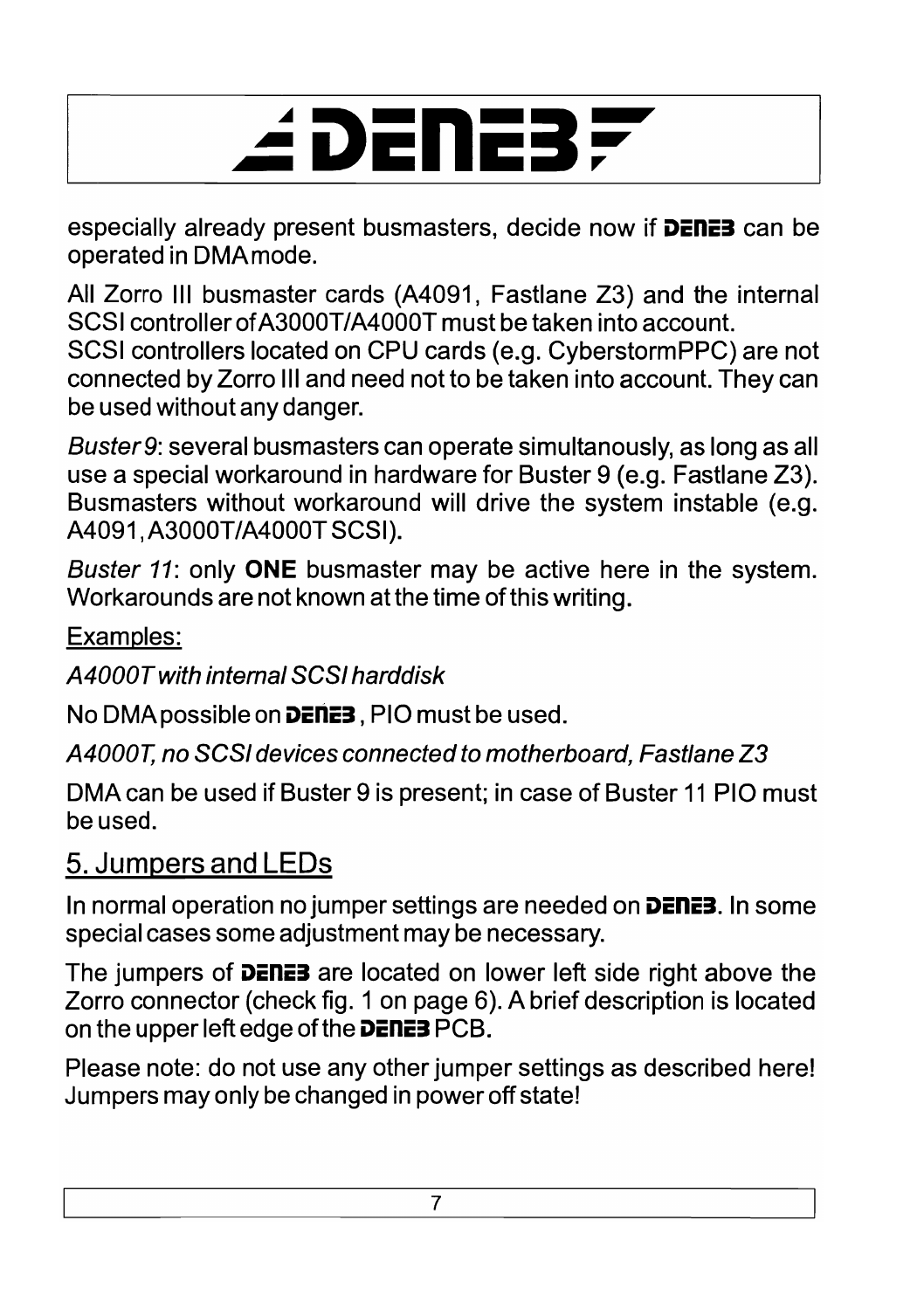especially already present busmasters, decide now if **DENEB** can be operated in DMA mode.

All Zorro III busmaster cards (A4091, Fastlane Z3) and the internal SCSI controller of A3000T/A4000T must be taken into account.
SCSI controllers located on CPU cards (e.g. CyberstormPPC) are not connected by Zorro III and need not to be taken into account. They can be used without any danger.

*Buster 9*: several busmasters can operate simultanously, as long as all use a special workaround in hardware for Buster 9 (e.g. Fastlane Z3). Busmasters without workaround will drive the system instable (e.g. A4091, A3000T/A4000T SCSI).

*Buster 11*: only **ONE** busmaster may be active here in the system. Workarounds are not known at the time of this writing.

Examples:

*A4000T with internal SCSI harddisk*

No DMA possible on **DENEB**, PIO must be used.

*A4000T, no SCSI devices connected to motherboard, Fastlane Z3*

DMA can be used if Buster 9 is present; in case of Buster 11 PIO must be used.

## 5. Jumpers and LEDs

In normal operation no jumper settings are needed on **DENEB**. In some special cases some adjustment may be necessary.

The jumpers of **DENEB** are located on lower left side right above the Zorro connector (check fig. 1 on page 6). A brief description is located on the upper left edge of the **DENEB** PCB.

Please note: do not use any other jumper settings as described here! Jumpers may only be changed in power off state!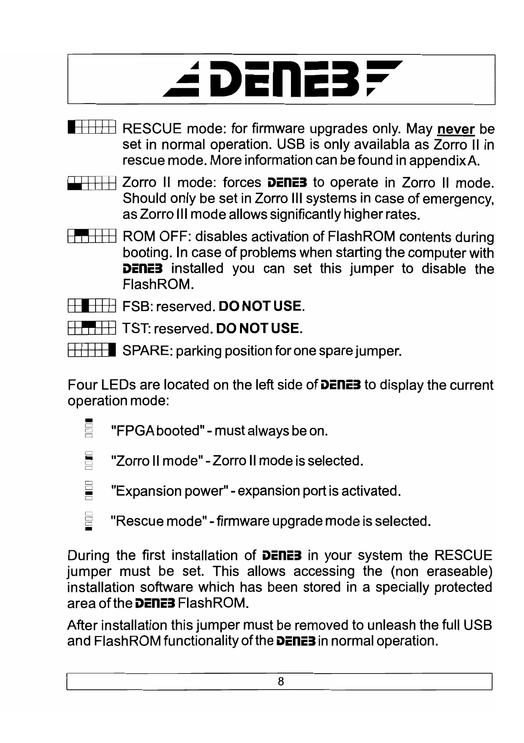RESCUE mode: for firmware upgrades only. May **never** be set in normal operation. USB is only availabla as Zorro II in rescue mode. More information can be found in appendix A.

Zorro II mode: forces **DENEB** to operate in Zorro II mode. Should only be set in Zorro III systems in case of emergency, as Zorro III mode allows significantly higher rates.

ROM OFF: disables activation of FlashROM contents during booting. In case of problems when starting the computer with **DENEB** installed you can set this jumper to disable the FlashROM.

FSB: reserved. **DO NOT USE.**

TST: reserved. **DO NOT USE.**

SPARE: parking position for one spare jumper.

Four LEDs are located on the left side of **DENEB** to display the current operation mode:

"FPGA booted" - must always be on.

"Zorro II mode" - Zorro II mode is selected.

"Expansion power" - expansion port is activated.

"Rescue mode" - firmware upgrade mode is selected.

During the first installation of **DENEB** in your system the RESCUE jumper must be set. This allows accessing the (non eraseable) installation software which has been stored in a specially protected area of the **DENEB** FlashROM.

After installation this jumper must be removed to unleash the full USB and FlashROM functionality of the **DENEB** in normal operation.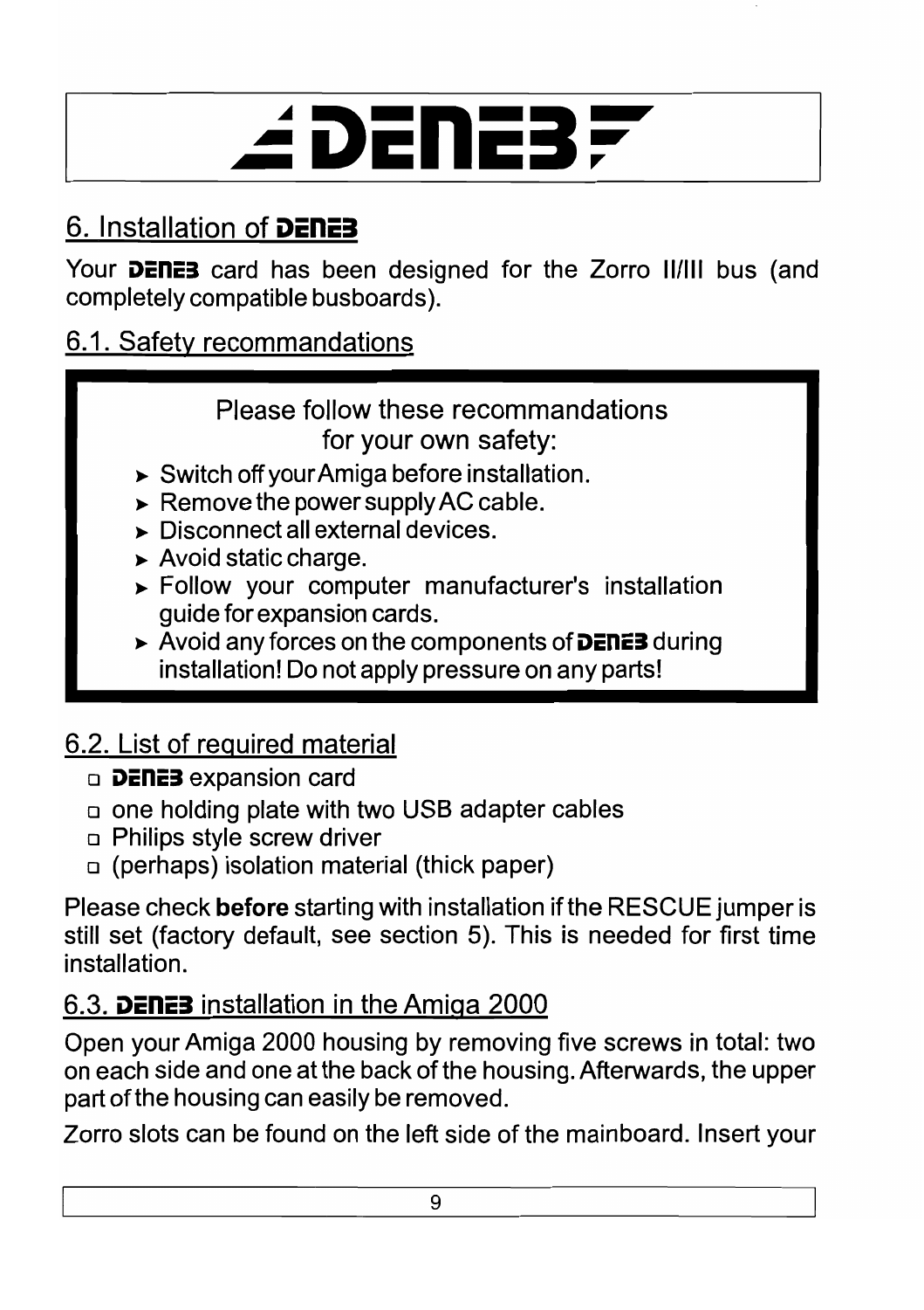// DENEB //

## 6. Installation of DENEB

Your **DENEB** card has been designed for the Zorro II/III bus (and completely compatible busboards).

### 6.1. Safety recommandations

> Please follow these recommandations for your own safety:
>
> - Switch off your Amiga before installation.
> - Remove the power supply AC cable.
> - Disconnect all external devices.
> - Avoid static charge.
> - Follow your computer manufacturer's installation guide for expansion cards.
> - Avoid any forces on the components of **DENEB** during installation! Do not apply pressure on any parts!

### 6.2. List of required material

- **DENEB** expansion card
- one holding plate with two USB adapter cables
- Philips style screw driver
- (perhaps) isolation material (thick paper)

Please check **before** starting with installation if the RESCUE jumper is still set (factory default, see section 5). This is needed for first time installation.

### 6.3. DENEB installation in the Amiga 2000

Open your Amiga 2000 housing by removing five screws in total: two on each side and one at the back of the housing. Afterwards, the upper part of the housing can easily be removed.

Zorro slots can be found on the left side of the mainboard. Insert your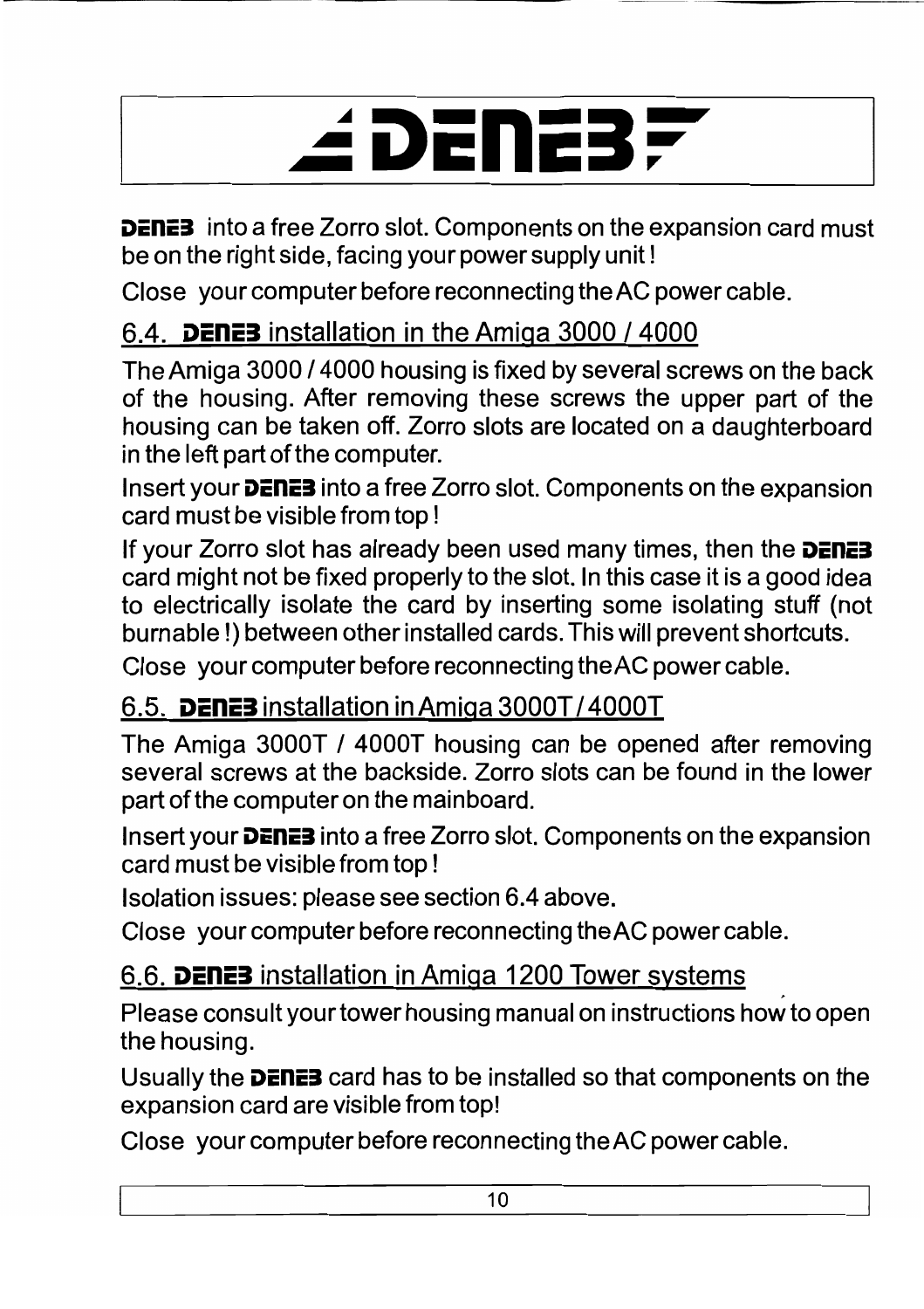**DENEB** into a free Zorro slot. Components on the expansion card must be on the right side, facing your power supply unit !

Close your computer before reconnecting the AC power cable.

## 6.4. **DENEB** installation in the Amiga 3000 / 4000

The Amiga 3000 / 4000 housing is fixed by several screws on the back of the housing. After removing these screws the upper part of the housing can be taken off. Zorro slots are located on a daughterboard in the left part of the computer.

Insert your **DENEB** into a free Zorro slot. Components on the expansion card must be visible from top !

If your Zorro slot has already been used many times, then the **DENEB** card might not be fixed properly to the slot. In this case it is a good idea to electrically isolate the card by inserting some isolating stuff (not burnable !) between other installed cards. This will prevent shortcuts.

Close your computer before reconnecting the AC power cable.

## 6.5. **DENEB** installation in Amiga 3000T / 4000T

The Amiga 3000T / 4000T housing can be opened after removing several screws at the backside. Zorro slots can be found in the lower part of the computer on the mainboard.

Insert your **DENEB** into a free Zorro slot. Components on the expansion card must be visible from top !

Isolation issues: please see section 6.4 above.

Close your computer before reconnecting the AC power cable.

## 6.6. **DENEB** installation in Amiga 1200 Tower systems

Please consult your tower housing manual on instructions how to open the housing.

Usually the **DENEB** card has to be installed so that components on the expansion card are visible from top!

Close your computer before reconnecting the AC power cable.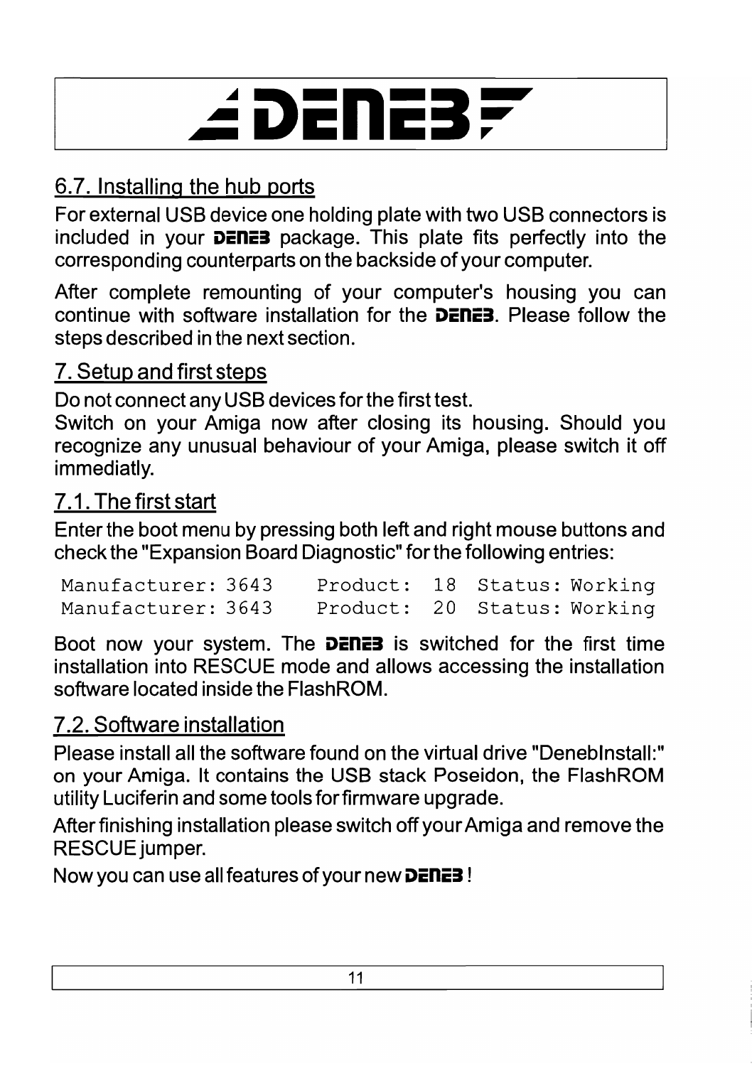## 6.7. Installing the hub ports

For external USB device one holding plate with two USB connectors is included in your DENEB package. This plate fits perfectly into the corresponding counterparts on the backside of your computer.

After complete remounting of your computer's housing you can continue with software installation for the DENEB. Please follow the steps described in the next section.

## 7. Setup and first steps

Do not connect any USB devices for the first test.
Switch on your Amiga now after closing its housing. Should you recognize any unusual behaviour of your Amiga, please switch it off immediatly.

## 7.1. The first start

Enter the boot menu by pressing both left and right mouse buttons and check the "Expansion Board Diagnostic" for the following entries:

```
Manufacturer: 3643    Product:  18  Status: Working
Manufacturer: 3643    Product:  20  Status: Working
```

Boot now your system. The DENEB is switched for the first time installation into RESCUE mode and allows accessing the installation software located inside the FlashROM.

## 7.2. Software installation

Please install all the software found on the virtual drive "DenebInstall:" on your Amiga. It contains the USB stack Poseidon, the FlashROM utility Luciferin and some tools for firmware upgrade.

After finishing installation please switch off your Amiga and remove the RESCUE jumper.

Now you can use all features of your new DENEB !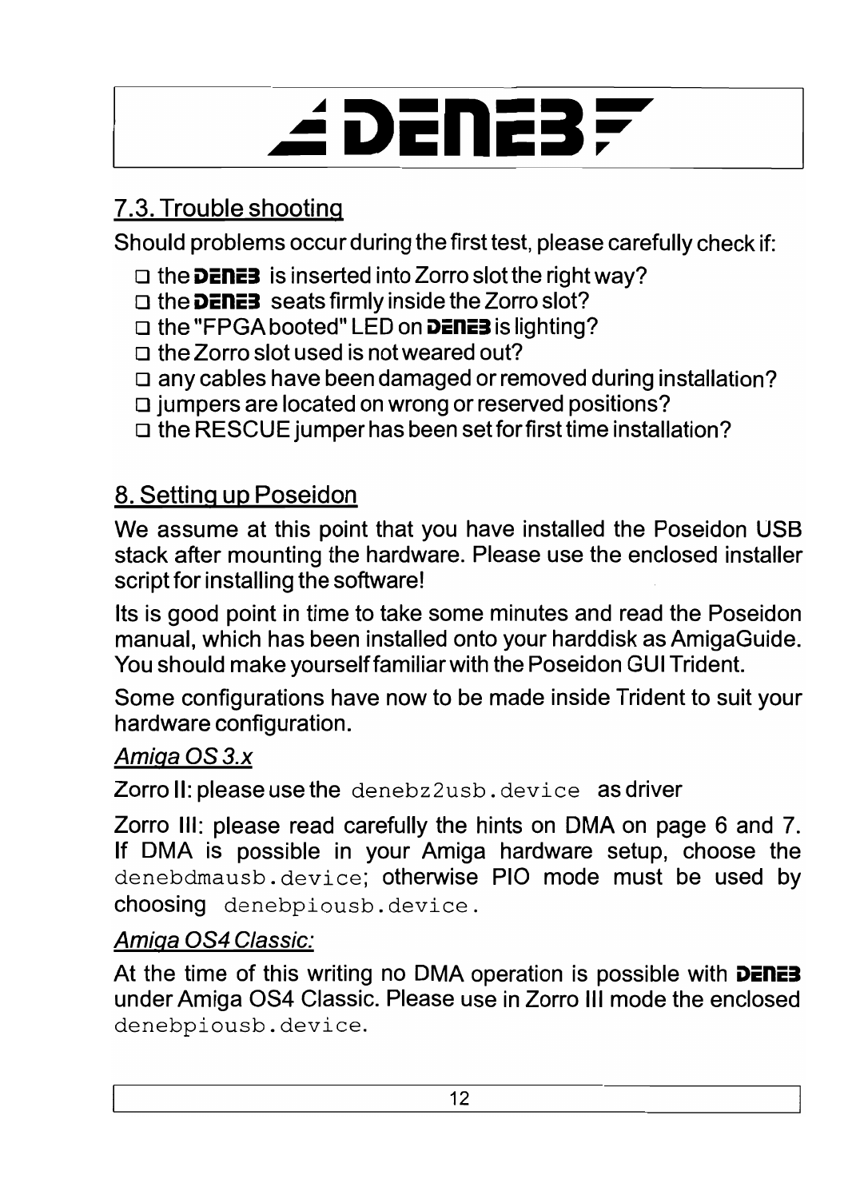## 7.3. Trouble shooting

Should problems occur during the first test, please carefully check if:

- ☐ the **DENEB** is inserted into Zorro slot the right way?
- ☐ the **DENEB** seats firmly inside the Zorro slot?
- ☐ the "FPGA booted" LED on **DENEB** is lighting?
- ☐ the Zorro slot used is not weared out?
- ☐ any cables have been damaged or removed during installation?
- ☐ jumpers are located on wrong or reserved positions?
- ☐ the RESCUE jumper has been set for first time installation?

## 8. Setting up Poseidon

We assume at this point that you have installed the Poseidon USB stack after mounting the hardware. Please use the enclosed installer script for installing the software!

Its is good point in time to take some minutes and read the Poseidon manual, which has been installed onto your harddisk as AmigaGuide. You should make yourself familiar with the Poseidon GUI Trident.

Some configurations have now to be made inside Trident to suit your hardware configuration.

### *Amiga OS 3.x*

Zorro II: please use the `denebz2usb.device` as driver

Zorro III: please read carefully the hints on DMA on page 6 and 7. If DMA is possible in your Amiga hardware setup, choose the `denebdmausb.device`; otherwise PIO mode must be used by choosing `denebpiousb.device`.

### *Amiga OS4 Classic:*

At the time of this writing no DMA operation is possible with **DENEB** under Amiga OS4 Classic. Please use in Zorro III mode the enclosed `denebpiousb.device`.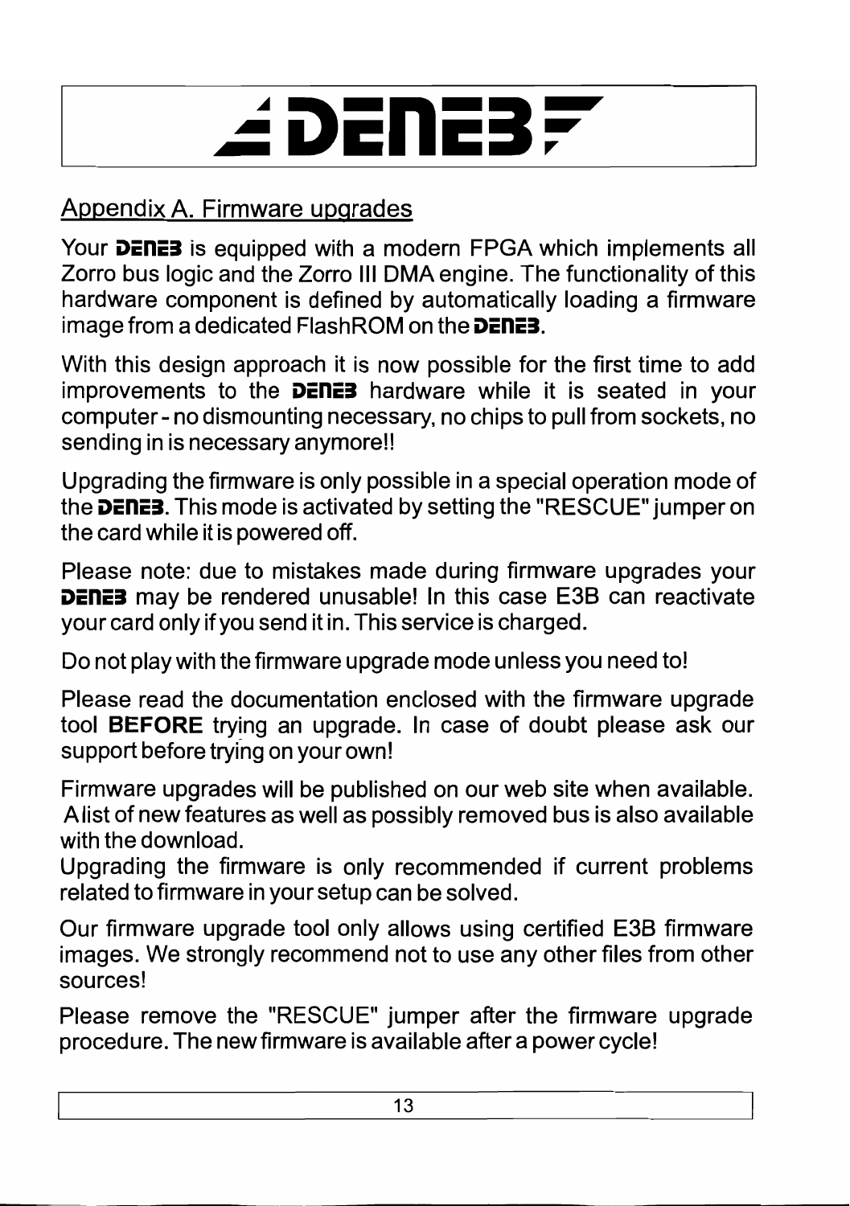# DENEB

## Appendix A. Firmware upgrades

Your **DENEB** is equipped with a modern FPGA which implements all Zorro bus logic and the Zorro III DMA engine. The functionality of this hardware component is defined by automatically loading a firmware image from a dedicated FlashROM on the **DENEB**.

With this design approach it is now possible for the first time to add improvements to the **DENEB** hardware while it is seated in your computer - no dismounting necessary, no chips to pull from sockets, no sending in is necessary anymore!!

Upgrading the firmware is only possible in a special operation mode of the **DENEB**. This mode is activated by setting the "RESCUE" jumper on the card while it is powered off.

Please note: due to mistakes made during firmware upgrades your **DENEB** may be rendered unusable! In this case E3B can reactivate your card only if you send it in. This service is charged.

Do not play with the firmware upgrade mode unless you need to!

Please read the documentation enclosed with the firmware upgrade tool **BEFORE** trying an upgrade. In case of doubt please ask our support before trying on your own!

Firmware upgrades will be published on our web site when available. A list of new features as well as possibly removed bus is also available with the download.
Upgrading the firmware is only recommended if current problems related to firmware in your setup can be solved.

Our firmware upgrade tool only allows using certified E3B firmware images. We strongly recommend not to use any other files from other sources!

Please remove the "RESCUE" jumper after the firmware upgrade procedure. The new firmware is available after a power cycle!